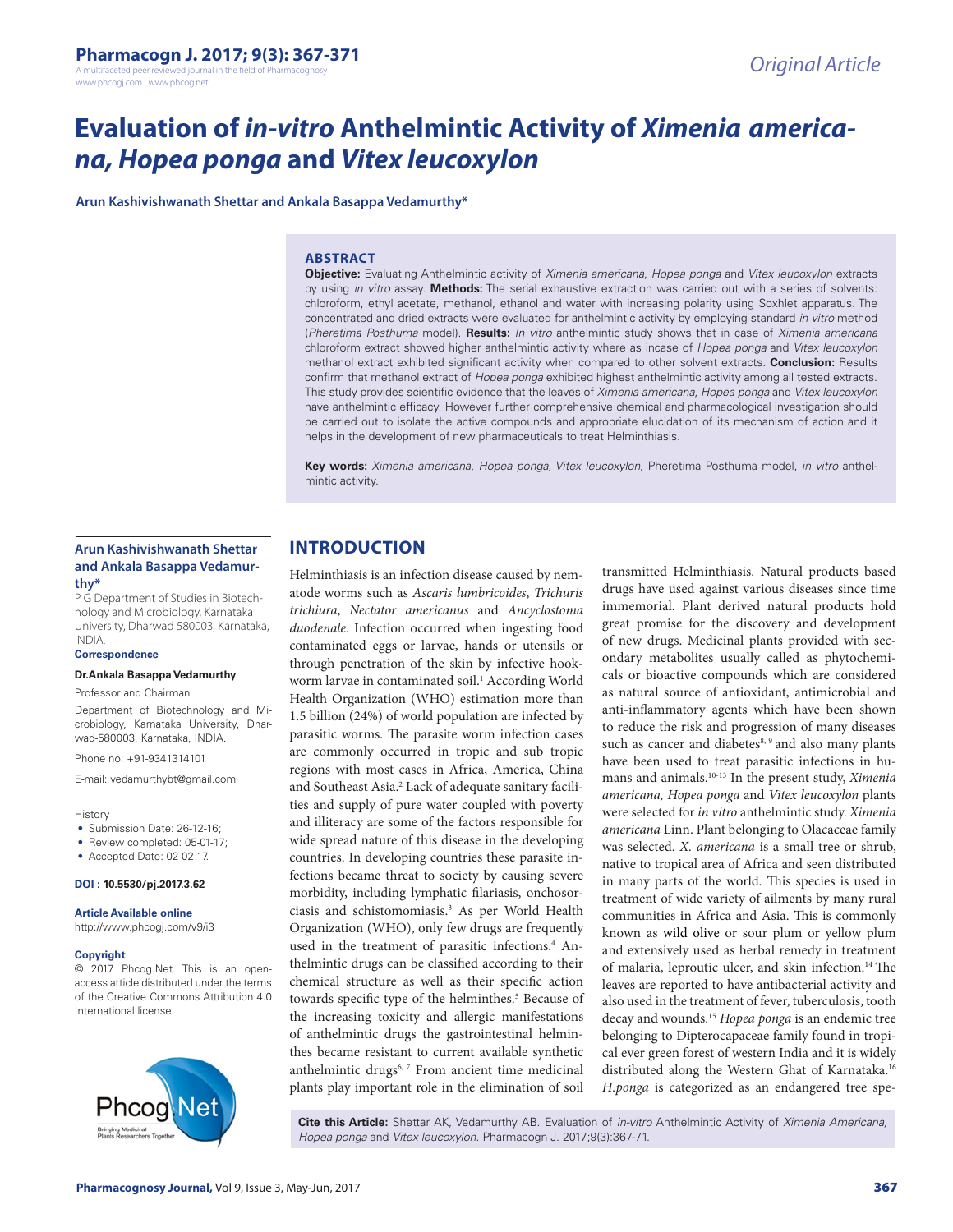Original Article

# Evaluation of *in-vitro* Anthelmintic Activity of *Ximenia americana, Hopea ponga* and *Vitex leucoxylon*

**Arun Kashivishwanath Shettar and Ankala Basappa Vedamurthy***

## ABSTRACT

**Objective:** Evaluating Anthelmintic activity of *Ximenia americana*, *Hopea ponga* and *Vitex leucoxylon* extracts by using *in vitro* assay. **Methods:** The serial exhaustive extraction was carried out with a series of solvents: chloroform, ethyl acetate, methanol, ethanol and water with increasing polarity using Soxhlet apparatus. The concentrated and dried extracts were evaluated for anthelmintic activity by employing standard *in vitro* method (*Pheretima Posthuma* model). **Results:** *In vitro* anthelmintic study shows that in case of *Ximenia americana* chloroform extract showed higher anthelmintic activity where as incase of *Hopea ponga* and *Vitex leucoxylon* methanol extract exhibited significant activity when compared to other solvent extracts. **Conclusion:** Results confirm that methanol extract of *Hopea ponga* exhibited highest anthelmintic activity among all tested extracts. This study provides scientific evidence that the leaves of *Ximenia americana*, *Hopea ponga* and *Vitex leucoxylon* have anthelmintic efficacy. However further comprehensive chemical and pharmacological investigation should be carried out to isolate the active compounds and appropriate elucidation of its mechanism of action and it helps in the development of new pharmaceuticals to treat Helminthiasis.

**Key words:** *Ximenia americana, Hopea ponga, Vitex leucoxylon*, Pheretima Posthuma model, *in vitro* anthelmintic activity.

**Arun Kashivishwanath Shettar and Ankala Basappa Vedamurthy***

P G Department of Studies in Biotechnology and Microbiology, Karnataka University, Dharwad 580003, Karnataka, INDIA.

**Correspondence**

**Dr.Ankala Basappa Vedamurthy**

Professor and Chairman

Department of Biotechnology and Microbiology, Karnataka University, Dharwad-580003, Karnataka, INDIA.

Phone no: +91-9341314101

E-mail: vedamurthybt@gmail.com

History

- Submission Date: 26-12-16;
- Review completed: 05-01-17;
- Accepted Date: 02-02-17.

**DOI : 10.5530/pj.2017.3.62**

**Article Available online**

http://www.phcogj.com/v9/i3

**Copyright**

© 2017 Phcog.Net. This is an open-access article distributed under the terms of the Creative Commons Attribution 4.0 International license.

## INTRODUCTION

Helminthiasis is an infection disease caused by nematode worms such as *Ascaris lumbricoides*, *Trichuris trichiura*, *Nectator americanus* and *Ancyclostoma duodenale*. Infection occurred when ingesting food contaminated eggs or larvae, hands or utensils or through penetration of the skin by infective hookworm larvae in contaminated soil.[1] According World Health Organization (WHO) estimation more than 1.5 billion (24%) of world population are infected by parasitic worms. The parasite worm infection cases are commonly occurred in tropic and sub tropic regions with most cases in Africa, America, China and Southeast Asia.[2] Lack of adequate sanitary facilities and supply of pure water coupled with poverty and illiteracy are some of the factors responsible for wide spread nature of this disease in the developing countries. In developing countries these parasite infections became threat to society by causing severe morbidity, including lymphatic filariasis, onchosorciasis and schistomomiasis.[3] As per World Health Organization (WHO), only few drugs are frequently used in the treatment of parasitic infections.[4] Anthelmintic drugs can be classified according to their chemical structure as well as their specific action towards specific type of the helminthes.[5] Because of the increasing toxicity and allergic manifestations of anthelmintic drugs the gastrointestinal helminthes became resistant to current available synthetic anthelmintic drugs[6, 7] From ancient time medicinal plants play important role in the elimination of soil transmitted Helminthiasis. Natural products based drugs have used against various diseases since time immemorial. Plant derived natural products hold great promise for the discovery and development of new drugs. Medicinal plants provided with secondary metabolites usually called as phytochemicals or bioactive compounds which are considered as natural source of antioxidant, antimicrobial and anti-inflammatory agents which have been shown to reduce the risk and progression of many diseases such as cancer and diabetes[8, 9] and also many plants have been used to treat parasitic infections in humans and animals.[10-13] In the present study, *Ximenia americana, Hopea ponga* and *Vitex leucoxylon* plants were selected for *in vitro* anthelmintic study. *Ximenia americana* Linn. Plant belonging to Olacaceae family was selected. *X. americana* is a small tree or shrub, native to tropical area of Africa and seen distributed in many parts of the world. This species is used in treatment of wide variety of ailments by many rural communities in Africa and Asia. This is commonly known as wild olive or sour plum or yellow plum and extensively used as herbal remedy in treatment of malaria, leproutic ulcer, and skin infection.[14] The leaves are reported to have antibacterial activity and also used in the treatment of fever, tuberculosis, tooth decay and wounds.[15] *Hopea ponga* is an endemic tree belonging to Dipterocapaceae family found in tropical ever green forest of western India and it is widely distributed along the Western Ghat of Karnataka.[16] *H.ponga* is categorized as an endangered tree spe-

**Cite this Article:** Shettar AK, Vedamurthy AB. Evaluation of *in-vitro* Anthelmintic Activity of *Ximenia Americana, Hopea ponga* and *Vitex leucoxylon*. Pharmacogn J. 2017;9(3):367-71.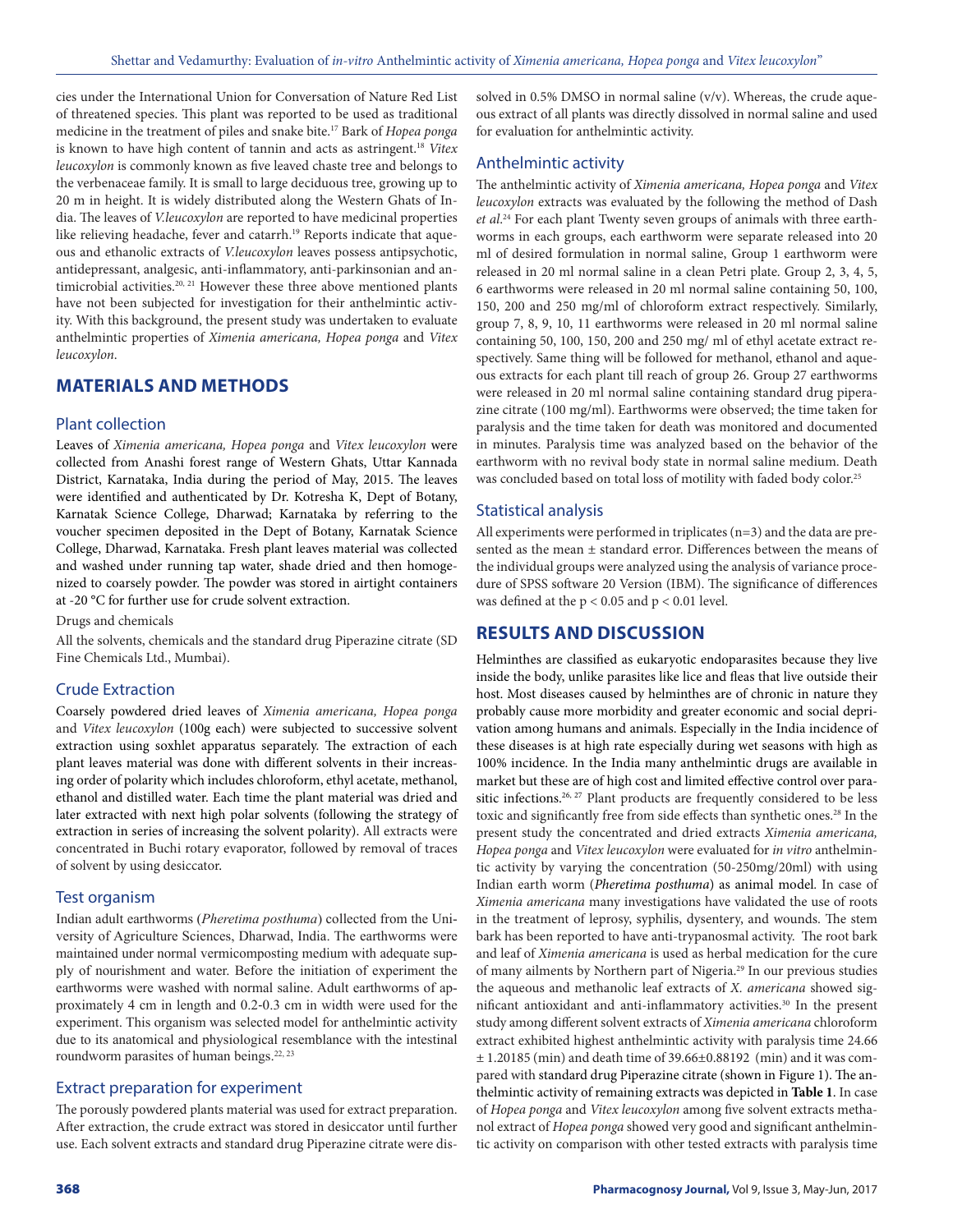cies under the International Union for Conversation of Nature Red List of threatened species. This plant was reported to be used as traditional medicine in the treatment of piles and snake bite.[17] Bark of *Hopea ponga* is known to have high content of tannin and acts as astringent.[18] *Vitex leucoxylon* is commonly known as five leaved chaste tree and belongs to the verbenaceae family. It is small to large deciduous tree, growing up to 20 m in height. It is widely distributed along the Western Ghats of India. The leaves of *V.leucoxylon* are reported to have medicinal properties like relieving headache, fever and catarrh.[19] Reports indicate that aqueous and ethanolic extracts of *V.leucoxylon* leaves possess antipsychotic, antidepressant, analgesic, anti-inflammatory, anti-parkinsonian and antimicrobial activities.[20, 21] However these three above mentioned plants have not been subjected for investigation for their anthelmintic activity. With this background, the present study was undertaken to evaluate anthelmintic properties of *Ximenia americana, Hopea ponga* and *Vitex leucoxylon*.

## MATERIALS AND METHODS

### Plant collection

Leaves of *Ximenia americana, Hopea ponga* and *Vitex leucoxylon* were collected from Anashi forest range of Western Ghats, Uttar Kannada District, Karnataka, India during the period of May, 2015. The leaves were identified and authenticated by Dr. Kotresha K, Dept of Botany, Karnatak Science College, Dharwad; Karnataka by referring to the voucher specimen deposited in the Dept of Botany, Karnatak Science College, Dharwad, Karnataka. Fresh plant leaves material was collected and washed under running tap water, shade dried and then homogenized to coarsely powder. The powder was stored in airtight containers at -20 °C for further use for crude solvent extraction.

Drugs and chemicals

All the solvents, chemicals and the standard drug Piperazine citrate (SD Fine Chemicals Ltd., Mumbai).

### Crude Extraction

Coarsely powdered dried leaves of *Ximenia americana, Hopea ponga* and *Vitex leucoxylon* (100g each) were subjected to successive solvent extraction using soxhlet apparatus separately. The extraction of each plant leaves material was done with different solvents in their increasing order of polarity which includes chloroform, ethyl acetate, methanol, ethanol and distilled water. Each time the plant material was dried and later extracted with next high polar solvents (following the strategy of extraction in series of increasing the solvent polarity). All extracts were concentrated in Buchi rotary evaporator, followed by removal of traces of solvent by using desiccator.

### Test organism

Indian adult earthworms (*Pheretima posthuma*) collected from the University of Agriculture Sciences, Dharwad, India. The earthworms were maintained under normal vermicomposting medium with adequate supply of nourishment and water. Before the initiation of experiment the earthworms were washed with normal saline. Adult earthworms of approximately 4 cm in length and 0.2-0.3 cm in width were used for the experiment. This organism was selected model for anthelmintic activity due to its anatomical and physiological resemblance with the intestinal roundworm parasites of human beings.[22, 23]

### Extract preparation for experiment

The porously powdered plants material was used for extract preparation. After extraction, the crude extract was stored in desiccator until further use. Each solvent extracts and standard drug Piperazine citrate were dissolved in 0.5% DMSO in normal saline (v/v). Whereas, the crude aqueous extract of all plants was directly dissolved in normal saline and used for evaluation for anthelmintic activity.

### Anthelmintic activity

The anthelmintic activity of *Ximenia americana, Hopea ponga* and *Vitex leucoxylon* extracts was evaluated by the following the method of Dash *et al*.[24] For each plant Twenty seven groups of animals with three earthworms in each groups, each earthworm were separate released into 20 ml of desired formulation in normal saline, Group 1 earthworm were released in 20 ml normal saline in a clean Petri plate. Group 2, 3, 4, 5, 6 earthworms were released in 20 ml normal saline containing 50, 100, 150, 200 and 250 mg/ml of chloroform extract respectively. Similarly, group 7, 8, 9, 10, 11 earthworms were released in 20 ml normal saline containing 50, 100, 150, 200 and 250 mg/ ml of ethyl acetate extract respectively. Same thing will be followed for methanol, ethanol and aqueous extracts for each plant till reach of group 26. Group 27 earthworms were released in 20 ml normal saline containing standard drug piperazine citrate (100 mg/ml). Earthworms were observed; the time taken for paralysis and the time taken for death was monitored and documented in minutes. Paralysis time was analyzed based on the behavior of the earthworm with no revival body state in normal saline medium. Death was concluded based on total loss of motility with faded body color.[25]

### Statistical analysis

All experiments were performed in triplicates (n=3) and the data are presented as the mean ± standard error. Differences between the means of the individual groups were analyzed using the analysis of variance procedure of SPSS software 20 Version (IBM). The significance of differences was defined at the $p < 0.05$ and $p < 0.01$ level.

## RESULTS AND DISCUSSION

Helminthes are classified as eukaryotic endoparasites because they live inside the body, unlike parasites like lice and fleas that live outside their host. Most diseases caused by helminthes are of chronic in nature they probably cause more morbidity and greater economic and social deprivation among humans and animals. Especially in the India incidence of these diseases is at high rate especially during wet seasons with high as 100% incidence. In the India many anthelmintic drugs are available in market but these are of high cost and limited effective control over parasitic infections.[26, 27] Plant products are frequently considered to be less toxic and significantly free from side effects than synthetic ones.[28] In the present study the concentrated and dried extracts *Ximenia americana, Hopea ponga* and *Vitex leucoxylon* were evaluated for *in vitro* anthelmintic activity by varying the concentration (50-250mg/20ml) with using Indian earth worm (*Pheretima posthuma*) as animal model. In case of *Ximenia americana* many investigations have validated the use of roots in the treatment of leprosy, syphilis, dysentery, and wounds. The stem bark has been reported to have anti-trypanosmal activity. The root bark and leaf of *Ximenia americana* is used as herbal medication for the cure of many ailments by Northern part of Nigeria.[29] In our previous studies the aqueous and methanolic leaf extracts of *X. americana* showed significant antioxidant and anti-inflammatory activities.[30] In the present study among different solvent extracts of *Ximenia americana* chloroform extract exhibited highest anthelmintic activity with paralysis time 24.66 ± 1.20185 (min) and death time of 39.66±0.88192 (min) and it was compared with standard drug Piperazine citrate (shown in Figure 1). The anthelmintic activity of remaining extracts was depicted in **Table 1**. In case of *Hopea ponga* and *Vitex leucoxylon* among five solvent extracts methanol extract of *Hopea ponga* showed very good and significant anthelmintic activity on comparison with other tested extracts with paralysis time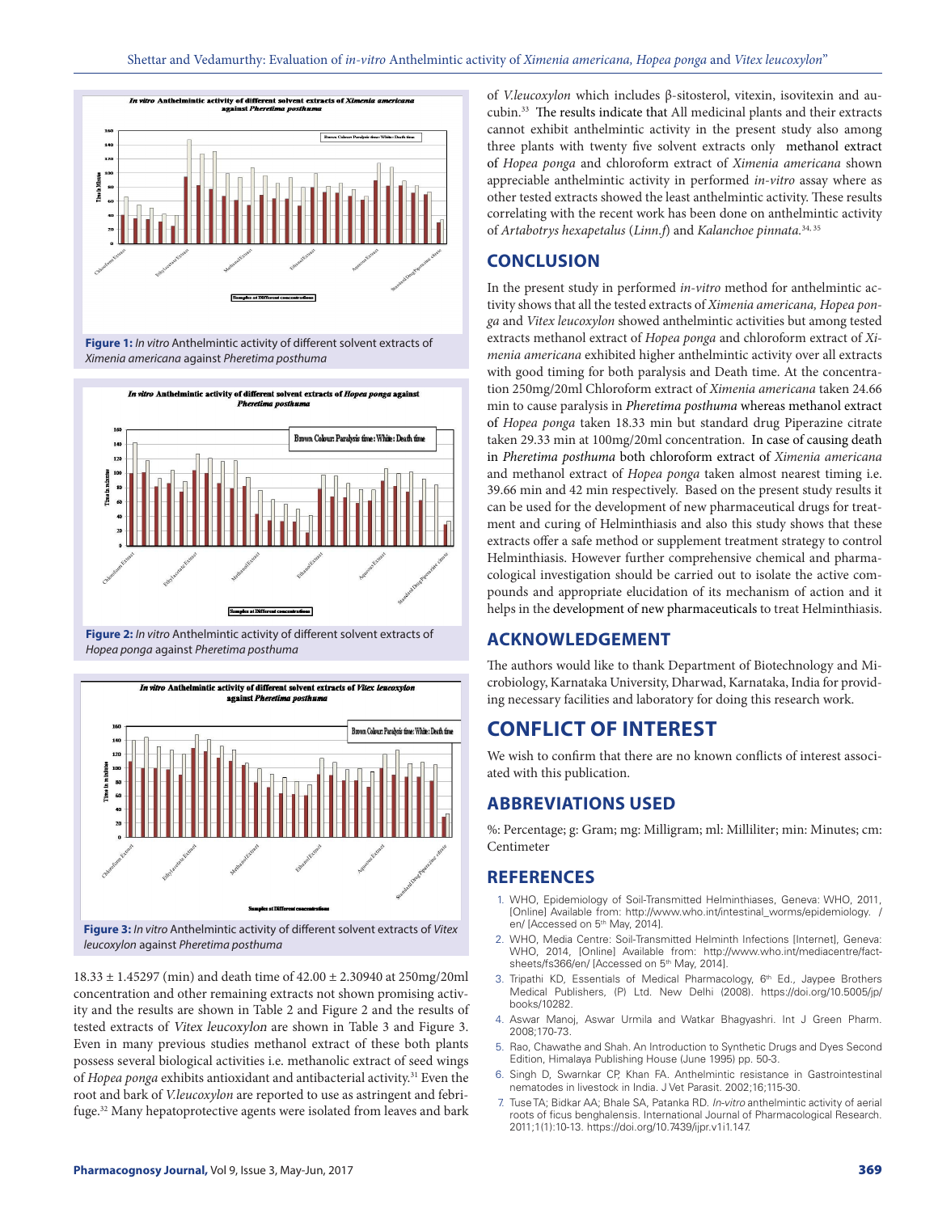Figure 1: *In vitro* Anthelmintic activity of different solvent extracts of *Ximenia americana* against *Pheretima posthuma*

Figure 2: *In vitro* Anthelmintic activity of different solvent extracts of *Hopea ponga* against *Pheretima posthuma*

Figure 3: *In vitro* Anthelmintic activity of different solvent extracts of *Vitex leucoxylon* against *Pheretima posthuma*

18.33 ± 1.45297 (min) and death time of 42.00 ± 2.30940 at 250mg/20ml concentration and other remaining extracts not shown promising activity and the results are shown in Table 2 and Figure 2 and the results of tested extracts of *Vitex leucoxylon* are shown in Table 3 and Figure 3. Even in many previous studies methanol extract of these both plants possess several biological activities i.e. methanolic extract of seed wings of *Hopea ponga* exhibits antioxidant and antibacterial activity.[31] Even the root and bark of *V.leucoxylon* are reported to use as astringent and febrifuge.[32] Many hepatoprotective agents were isolated from leaves and bark of *V.leucoxylon* which includes β-sitosterol, vitexin, isovitexin and aucubin.[33] The results indicate that All medicinal plants and their extracts cannot exhibit anthelmintic activity in the present study also among three plants with twenty five solvent extracts only methanol extract of *Hopea ponga* and chloroform extract of *Ximenia americana* shown appreciable anthelmintic activity in performed *in-vitro* assay where as other tested extracts showed the least anthelmintic activity. These results correlating with the recent work has been done on anthelmintic activity of *Artabotrys hexapetalus* (*Linn.f*) and *Kalanchoe pinnata*.[34, 35]

## CONCLUSION

In the present study in performed *in-vitro* method for anthelmintic activity shows that all the tested extracts of *Ximenia americana, Hopea ponga* and *Vitex leucoxylon* showed anthelmintic activities but among tested extracts methanol extract of *Hopea ponga* and chloroform extract of *Ximenia americana* exhibited higher anthelmintic activity over all extracts with good timing for both paralysis and Death time. At the concentration 250mg/20ml Chloroform extract of *Ximenia americana* taken 24.66 min to cause paralysis in *Pheretima posthuma* whereas methanol extract of *Hopea ponga* taken 18.33 min but standard drug Piperazine citrate taken 29.33 min at 100mg/20ml concentration. In case of causing death in *Pheretima posthuma* both chloroform extract of *Ximenia americana* and methanol extract of *Hopea ponga* taken almost nearest timing i.e. 39.66 min and 42 min respectively. Based on the present study results it can be used for the development of new pharmaceutical drugs for treatment and curing of Helminthiasis and also this study shows that these extracts offer a safe method or supplement treatment strategy to control Helminthiasis. However further comprehensive chemical and pharmacological investigation should be carried out to isolate the active compounds and appropriate elucidation of its mechanism of action and it helps in the development of new pharmaceuticals to treat Helminthiasis.

## ACKNOWLEDGEMENT

The authors would like to thank Department of Biotechnology and Microbiology, Karnataka University, Dharwad, Karnataka, India for providing necessary facilities and laboratory for doing this research work.

## CONFLICT OF INTEREST

We wish to confirm that there are no known conflicts of interest associated with this publication.

## ABBREVIATIONS USED

%: Percentage; g: Gram; mg: Milligram; ml: Milliliter; min: Minutes; cm: Centimeter

## REFERENCES

1. WHO, Epidemiology of Soil-Transmitted Helminthiases, Geneva: WHO, 2011, [Online] Available from: http://www.who.int/intestinal_worms/epidemiology. / en/ [Accessed on 5th May, 2014].
2. WHO, Media Centre: Soil-Transmitted Helminth Infections [Internet], Geneva: WHO, 2014, [Online] Available from: http://www.who.int/mediacentre/factsheets/fs366/en/ [Accessed on 5th May, 2014].
3. Tripathi KD, Essentials of Medical Pharmacology, 6th Ed., Jaypee Brothers Medical Publishers, (P) Ltd. New Delhi (2008). https://doi.org/10.5005/jp/books/10282.
4. Aswar Manoj, Aswar Urmila and Watkar Bhagyashri. Int J Green Pharm. 2008;170-73.
5. Rao, Chawathe and Shah. An Introduction to Synthetic Drugs and Dyes Second Edition, Himalaya Publishing House (June 1995) pp. 50-3.
6. Singh D, Swarnkar CP, Khan FA. Anthelmintic resistance in Gastrointestinal nematodes in livestock in India. J Vet Parasit. 2002;16;115-30.
7. Tuse TA; Bidkar AA; Bhale SA, Patanka RD. *In-vitro* anthelmintic activity of aerial roots of ficus benghalensis. International Journal of Pharmacological Research. 2011;1(1):10-13. https://doi.org/10.7439/ijpr.v1i1.147.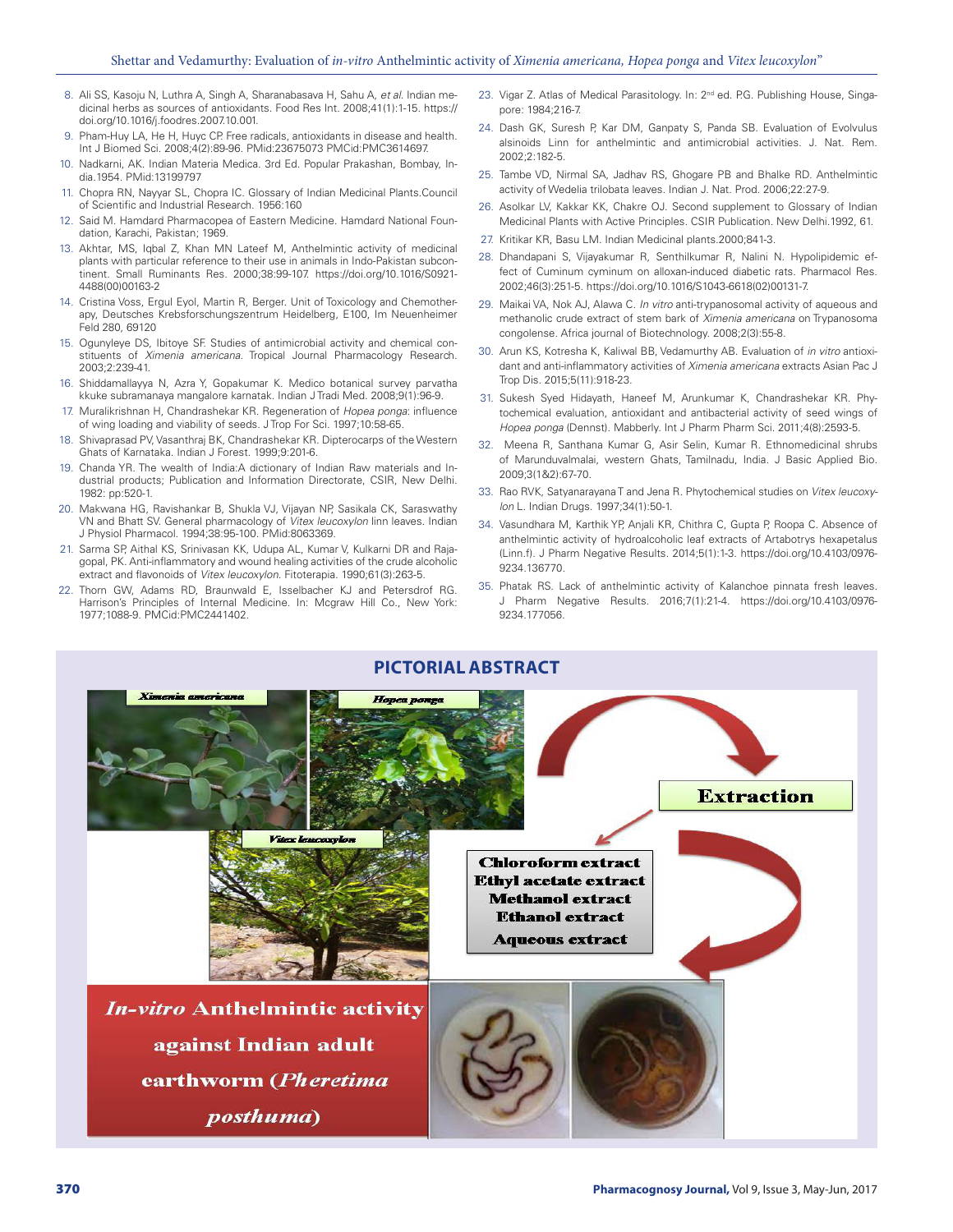8. Ali SS, Kasoju N, Luthra A, Singh A, Sharanabasava H, Sahu A, *et al.* Indian medicinal herbs as sources of antioxidants. Food Res Int. 2008;41(1):1-15. https://doi.org/10.1016/j.foodres.2007.10.001.
9. Pham-Huy LA, He H, Huyc CP. Free radicals, antioxidants in disease and health. Int J Biomed Sci. 2008;4(2):89-96. PMid:23675073 PMCid:PMC3614697.
10. Nadkarni, AK. Indian Materia Medica. 3rd Ed. Popular Prakashan, Bombay, India.1954. PMid:13199797
11. Chopra RN, Nayyar SL, Chopra IC. Glossary of Indian Medicinal Plants.Council of Scientific and Industrial Research. 1956:160
12. Said M. Hamdard Pharmacopea of Eastern Medicine. Hamdard National Foundation, Karachi, Pakistan; 1969.
13. Akhtar, MS, Iqbal Z, Khan MN Lateef M, Anthelmintic activity of medicinal plants with particular reference to their use in animals in Indo-Pakistan subcontinent. Small Ruminants Res. 2000;38:99-107. https://doi.org/10.1016/S0921-4488(00)00163-2
14. Cristina Voss, Ergul Eyol, Martin R, Berger. Unit of Toxicology and Chemotherapy, Deutsches Krebsforschungszentrum Heidelberg, E100, Im Neuenheimer Feld 280, 69120
15. Ogunyleye DS, Ibitoye SF. Studies of antimicrobial activity and chemical constituents of *Ximenia americana*. Tropical Journal Pharmacology Research. 2003;2:239-41.
16. Shiddamallayya N, Azra Y, Gopakumar K. Medico botanical survey parvatha kkuke subramanaya mangalore karnatak. Indian J Tradi Med. 2008;9(1):96-9.
17. Muralikrishnan H, Chandrashekar KR. Regeneration of *Hopea ponga*: influence of wing loading and viability of seeds. J Trop For Sci. 1997;10:58-65.
18. Shivaprasad PV, Vasanthraj BK, Chandrashekar KR. Dipterocarps of the Western Ghats of Karnataka. Indian J Forest. 1999;9:201-6.
19. Chanda YR. The wealth of India:A dictionary of Indian Raw materials and Industrial products; Publication and Information Directorate, CSIR, New Delhi. 1982: pp:520-1.
20. Makwana HG, Ravishankar B, Shukla VJ, Vijayan NP, Sasikala CK, Saraswathy VN and Bhatt SV. General pharmacology of *Vitex leucoxylon* linn leaves. Indian J Physiol Pharmacol. 1994;38:95-100. PMid:8063369.
21. Sarma SP, Aithal KS, Srinivasan KK, Udupa AL, Kumar V, Kulkarni DR and Rajagopal, PK. Anti-inflammatory and wound healing activities of the crude alcoholic extract and flavonoids of *Vitex leucoxylon*. Fitoterapia. 1990;61(3):263-5.
22. Thorn GW, Adams RD, Braunwald E, Isselbacher KJ and Petersdrof RG. Harrison's Principles of Internal Medicine. In: Mcgraw Hill Co., New York: 1977;1088-9. PMCid:PMC2441402.
23. Vigar Z. Atlas of Medical Parasitology. In: 2nd ed. P.G. Publishing House, Singapore: 1984;216-7.
24. Dash GK, Suresh P, Kar DM, Ganpaty S, Panda SB. Evaluation of Evolvulus alsinoids Linn for anthelmintic and antimicrobial activities. J. Nat. Rem. 2002;2:182-5.
25. Tambe VD, Nirmal SA, Jadhav RS, Ghogare PB and Bhalke RD. Anthelmintic activity of Wedelia trilobata leaves. Indian J. Nat. Prod. 2006;22:27-9.
26. Asolkar LV, Kakkar KK, Chakre OJ. Second supplement to Glossary of Indian Medicinal Plants with Active Principles. CSIR Publication. New Delhi.1992, 61.
27. Kritikar KR, Basu LM. Indian Medicinal plants.2000;841-3.
28. Dhandapani S, Vijayakumar R, Senthilkumar R, Nalini N. Hypolipidemic effect of Cuminum cyminum on alloxan-induced diabetic rats. Pharmacol Res. 2002;46(3):251-5. https://doi.org/10.1016/S1043-6618(02)00131-7.
29. Maikai VA, Nok AJ, Alawa C. *In vitro* anti-trypanosomal activity of aqueous and methanolic crude extract of stem bark of *Ximenia americana* on Trypanosoma congolense. Africa journal of Biotechnology. 2008;2(3):55-8.
30. Arun KS, Kotresha K, Kaliwal BB, Vedamurthy AB. Evaluation of *in vitro* antioxidant and anti-inflammatory activities of *Ximenia americana* extracts Asian Pac J Trop Dis. 2015;5(11):918-23.
31. Sukesh Syed Hidayath, Haneef M, Arunkumar K, Chandrashekar KR. Phytochemical evaluation, antioxidant and antibacterial activity of seed wings of *Hopea ponga* (Dennst). Mabberly. Int J Pharm Pharm Sci. 2011;4(8):2593-5.
32. Meena R, Santhana Kumar G, Asir Selin, Kumar R. Ethnomedicinal shrubs of Marunduvalmalai, western Ghats, Tamilnadu, India. J Basic Applied Bio. 2009;3(1&2):67-70.
33. Rao RVK, Satyanarayana T and Jena R. Phytochemical studies on *Vitex leucoxylon* L. Indian Drugs. 1997;34(1):50-1.
34. Vasundhara M, Karthik YP, Anjali KR, Chithra C, Gupta P, Roopa C. Absence of anthelmintic activity of hydroalcoholic leaf extracts of Artabotrys hexapetalus (Linn.f). J Pharm Negative Results. 2014;5(1):1-3. https://doi.org/10.4103/0976-9234.136770.
35. Phatak RS. Lack of anthelmintic activity of Kalanchoe pinnata fresh leaves. J Pharm Negative Results. 2016;7(1):21-4. https://doi.org/10.4103/0976-9234.177056.

## PICTORIAL ABSTRACT

*Ximenia americana* | *Hopea ponga* | *Vitex leucoxylon*

**Extraction**

**Chloroform extract**
**Ethyl acetate extract**
**Methanol extract**
**Ethanol extract**
**Aqueous extract**

***In-vitro* Anthelmintic activity against Indian adult earthworm (*Pheretima posthuma*)**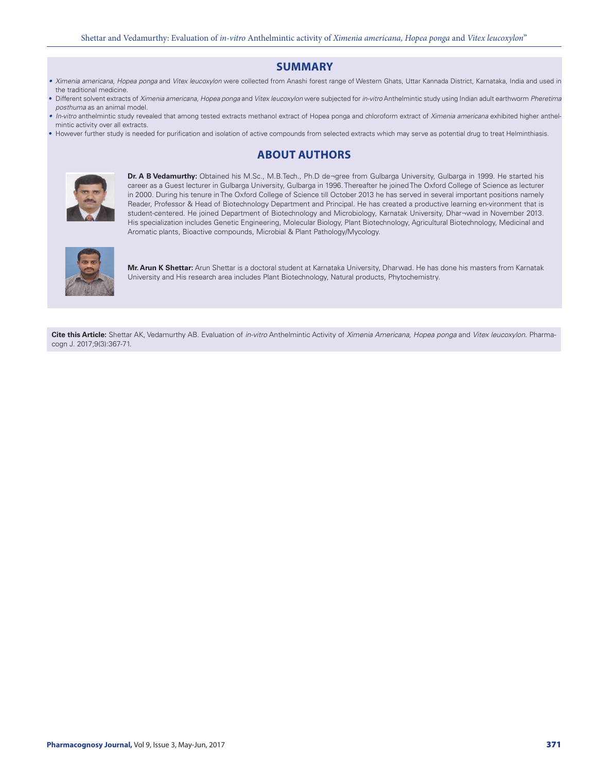## SUMMARY

- *Ximenia americana, Hopea ponga* and *Vitex leucoxylon* were collected from Anashi forest range of Western Ghats, Uttar Kannada District, Karnataka, India and used in the traditional medicine.
- Different solvent extracts of *Ximenia americana, Hopea ponga* and *Vitex leucoxylon* were subjected for *in-vitro* Anthelmintic study using Indian adult earthworm *Pheretima posthuma* as an animal model.
- *In-vitro* anthelmintic study revealed that among tested extracts methanol extract of Hopea ponga and chloroform extract of *Ximenia americana* exhibited higher anthelmintic activity over all extracts.
- However further study is needed for purification and isolation of active compounds from selected extracts which may serve as potential drug to treat Helminthiasis.

## ABOUT AUTHORS

**Dr. A B Vedamurthy:** Obtained his M.Sc., M.B.Tech., Ph.D de¬gree from Gulbarga University, Gulbarga in 1999. He started his career as a Guest lecturer in Gulbarga University, Gulbarga in 1996. Thereafter he joined The Oxford College of Science as lecturer in 2000. During his tenure in The Oxford College of Science till October 2013 he has served in several important positions namely Reader, Professor & Head of Biotechnology Department and Principal. He has created a productive learning en-vironment that is student-centered. He joined Department of Biotechnology and Microbiology, Karnatak University, Dhar¬wad in November 2013. His specialization includes Genetic Engineering, Molecular Biology, Plant Biotechnology, Agricultural Biotechnology, Medicinal and Aromatic plants, Bioactive compounds, Microbial & Plant Pathology/Mycology.

**Mr. Arun K Shettar:** Arun Shettar is a doctoral student at Karnataka University, Dharwad. He has done his masters from Karnatak University and His research area includes Plant Biotechnology, Natural products, Phytochemistry.

**Cite this Article:** Shettar AK, Vedamurthy AB. Evaluation of *in-vitro* Anthelmintic Activity of *Ximenia Americana, Hopea ponga* and *Vitex leucoxylon*. Pharmacogn J. 2017;9(3):367-71.